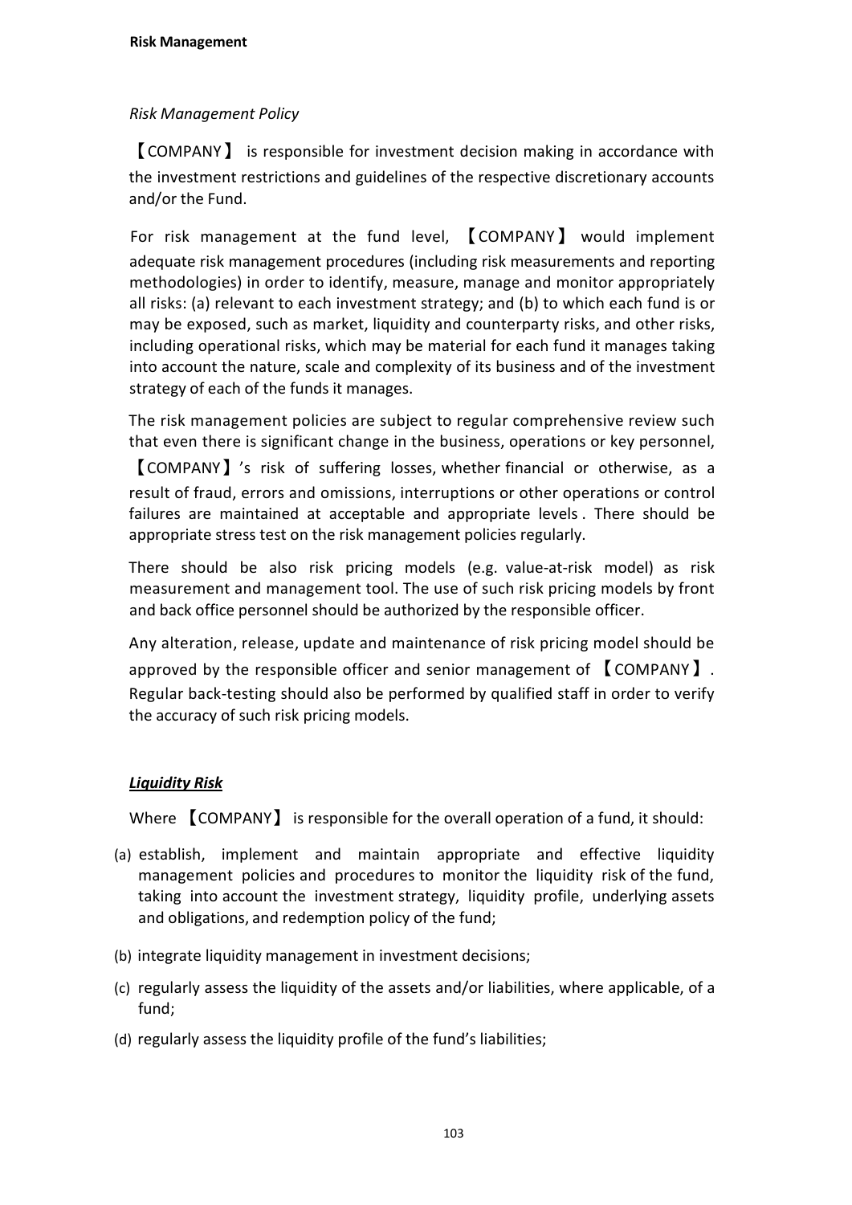**Risk Management**

*Risk Management Policy*

【COMPANY】 is responsible for investment decision making in accordance with the investment restrictions and guidelines of the respective discretionary accounts and/or the Fund.

For risk management at the fund level, 【COMPANY】 would implement adequate risk management procedures (including risk measurements and reporting methodologies) in order to identify, measure, manage and monitor appropriately all risks: (a) relevant to each investment strategy; and (b) to which each fund is or may be exposed, such as market, liquidity and counterparty risks, and other risks, including operational risks, which may be material for each fund it manages taking into account the nature, scale and complexity of its business and of the investment strategy of each of the funds it manages.

The risk management policies are subject to regular comprehensive review such that even there is significant change in the business, operations or key personnel, 【COMPANY】's risk of suffering losses, whether financial or otherwise, as a result of fraud, errors and omissions, interruptions or other operations or control failures are maintained at acceptable and appropriate levels . There should be appropriate stress test on the risk management policies regularly.

There should be also risk pricing models (e.g. value-at-risk model) as risk measurement and management tool. The use of such risk pricing models by front and back office personnel should be authorized by the responsible officer.

Any alteration, release, update and maintenance of risk pricing model should be approved by the responsible officer and senior management of 【COMPANY】. Regular back-testing should also be performed by qualified staff in order to verify the accuracy of such risk pricing models.

***Liquidity Risk***

Where 【COMPANY】 is responsible for the overall operation of a fund, it should:

(a) establish, implement and maintain appropriate and effective liquidity management policies and procedures to monitor the liquidity risk of the fund, taking into account the investment strategy, liquidity profile, underlying assets and obligations, and redemption policy of the fund;

(b) integrate liquidity management in investment decisions;

(c) regularly assess the liquidity of the assets and/or liabilities, where applicable, of a fund;

(d) regularly assess the liquidity profile of the fund's liabilities;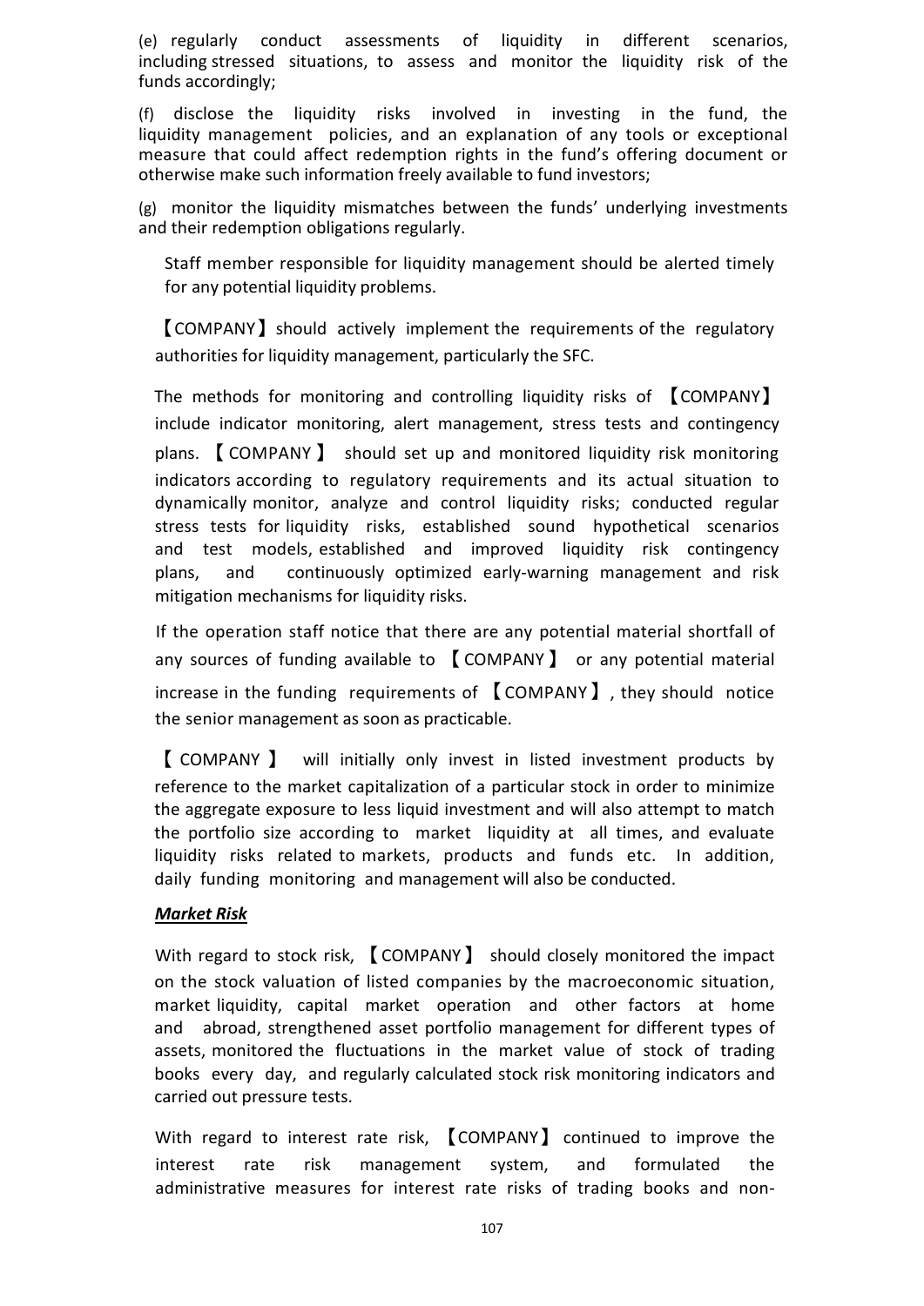(e) regularly conduct assessments of liquidity in different scenarios, including stressed situations, to assess and monitor the liquidity risk of the funds accordingly;

(f) disclose the liquidity risks involved in investing in the fund, the liquidity management policies, and an explanation of any tools or exceptional measure that could affect redemption rights in the fund's offering document or otherwise make such information freely available to fund investors;

(g) monitor the liquidity mismatches between the funds' underlying investments and their redemption obligations regularly.

Staff member responsible for liquidity management should be alerted timely for any potential liquidity problems.

【COMPANY】should actively implement the requirements of the regulatory authorities for liquidity management, particularly the SFC.

The methods for monitoring and controlling liquidity risks of 【COMPANY】 include indicator monitoring, alert management, stress tests and contingency plans. 【COMPANY】 should set up and monitored liquidity risk monitoring indicators according to regulatory requirements and its actual situation to dynamically monitor, analyze and control liquidity risks; conducted regular stress tests for liquidity risks, established sound hypothetical scenarios and test models, established and improved liquidity risk contingency plans, and continuously optimized early-warning management and risk mitigation mechanisms for liquidity risks.

If the operation staff notice that there are any potential material shortfall of any sources of funding available to 【COMPANY】 or any potential material increase in the funding requirements of 【COMPANY】, they should notice the senior management as soon as practicable.

【COMPANY】 will initially only invest in listed investment products by reference to the market capitalization of a particular stock in order to minimize the aggregate exposure to less liquid investment and will also attempt to match the portfolio size according to market liquidity at all times, and evaluate liquidity risks related to markets, products and funds etc. In addition, daily funding monitoring and management will also be conducted.

***Market Risk***

With regard to stock risk, 【COMPANY】 should closely monitored the impact on the stock valuation of listed companies by the macroeconomic situation, market liquidity, capital market operation and other factors at home and abroad, strengthened asset portfolio management for different types of assets, monitored the fluctuations in the market value of stock of trading books every day, and regularly calculated stock risk monitoring indicators and carried out pressure tests.

With regard to interest rate risk, 【COMPANY】 continued to improve the interest rate risk management system, and formulated the administrative measures for interest rate risks of trading books and non-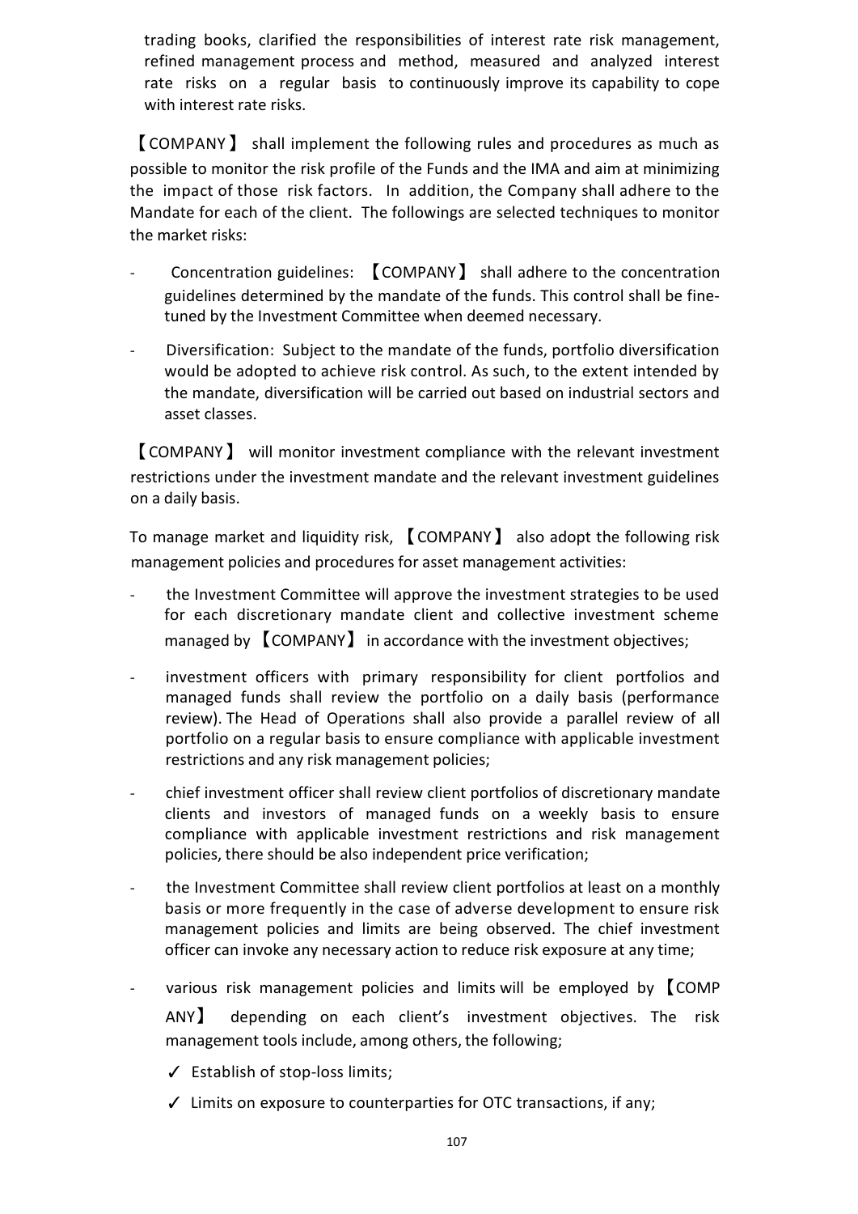trading books, clarified the responsibilities of interest rate risk management, refined management process and method, measured and analyzed interest rate risks on a regular basis to continuously improve its capability to cope with interest rate risks.

【COMPANY】 shall implement the following rules and procedures as much as possible to monitor the risk profile of the Funds and the IMA and aim at minimizing the impact of those risk factors. In addition, the Company shall adhere to the Mandate for each of the client. The followings are selected techniques to monitor the market risks:

- Concentration guidelines: 【COMPANY】 shall adhere to the concentration guidelines determined by the mandate of the funds. This control shall be fine-tuned by the Investment Committee when deemed necessary.
- Diversification: Subject to the mandate of the funds, portfolio diversification would be adopted to achieve risk control. As such, to the extent intended by the mandate, diversification will be carried out based on industrial sectors and asset classes.

【COMPANY】 will monitor investment compliance with the relevant investment restrictions under the investment mandate and the relevant investment guidelines on a daily basis.

To manage market and liquidity risk, 【COMPANY】 also adopt the following risk management policies and procedures for asset management activities:

- the Investment Committee will approve the investment strategies to be used for each discretionary mandate client and collective investment scheme managed by 【COMPANY】 in accordance with the investment objectives;
- investment officers with primary responsibility for client portfolios and managed funds shall review the portfolio on a daily basis (performance review). The Head of Operations shall also provide a parallel review of all portfolio on a regular basis to ensure compliance with applicable investment restrictions and any risk management policies;
- chief investment officer shall review client portfolios of discretionary mandate clients and investors of managed funds on a weekly basis to ensure compliance with applicable investment restrictions and risk management policies, there should be also independent price verification;
- the Investment Committee shall review client portfolios at least on a monthly basis or more frequently in the case of adverse development to ensure risk management policies and limits are being observed. The chief investment officer can invoke any necessary action to reduce risk exposure at any time;
- various risk management policies and limits will be employed by 【COMPANY】 depending on each client's investment objectives. The risk management tools include, among others, the following;
  - ✓ Establish of stop-loss limits;
  - ✓ Limits on exposure to counterparties for OTC transactions, if any;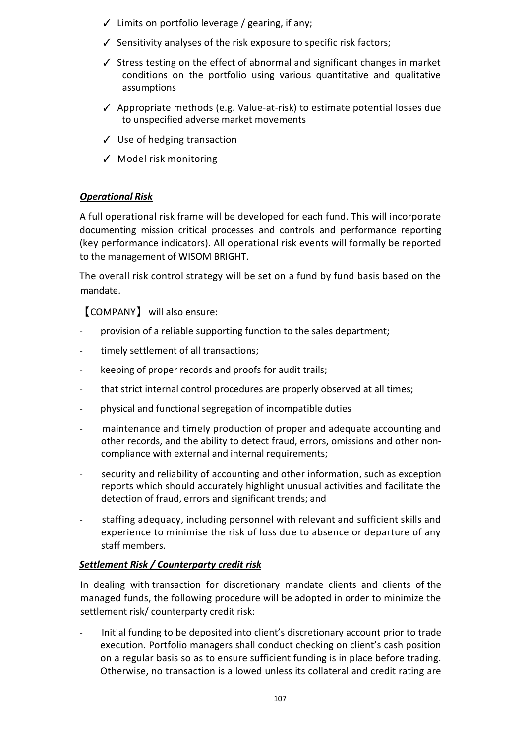- ✓ Limits on portfolio leverage / gearing, if any;
- ✓ Sensitivity analyses of the risk exposure to specific risk factors;
- ✓ Stress testing on the effect of abnormal and significant changes in market conditions on the portfolio using various quantitative and qualitative assumptions
- ✓ Appropriate methods (e.g. Value-at-risk) to estimate potential losses due to unspecified adverse market movements
- ✓ Use of hedging transaction
- ✓ Model risk monitoring

***<u>Operational Risk</u>***

A full operational risk frame will be developed for each fund. This will incorporate documenting mission critical processes and controls and performance reporting (key performance indicators). All operational risk events will formally be reported to the management of WISOM BRIGHT.

The overall risk control strategy will be set on a fund by fund basis based on the mandate.

【COMPANY】 will also ensure:

- provision of a reliable supporting function to the sales department;
- timely settlement of all transactions;
- keeping of proper records and proofs for audit trails;
- that strict internal control procedures are properly observed at all times;
- physical and functional segregation of incompatible duties
- maintenance and timely production of proper and adequate accounting and other records, and the ability to detect fraud, errors, omissions and other non-compliance with external and internal requirements;
- security and reliability of accounting and other information, such as exception reports which should accurately highlight unusual activities and facilitate the detection of fraud, errors and significant trends; and
- staffing adequacy, including personnel with relevant and sufficient skills and experience to minimise the risk of loss due to absence or departure of any staff members.

***<u>Settlement Risk / Counterparty credit risk</u>***

In dealing with transaction for discretionary mandate clients and clients of the managed funds, the following procedure will be adopted in order to minimize the settlement risk/ counterparty credit risk:

- Initial funding to be deposited into client's discretionary account prior to trade execution. Portfolio managers shall conduct checking on client's cash position on a regular basis so as to ensure sufficient funding is in place before trading. Otherwise, no transaction is allowed unless its collateral and credit rating are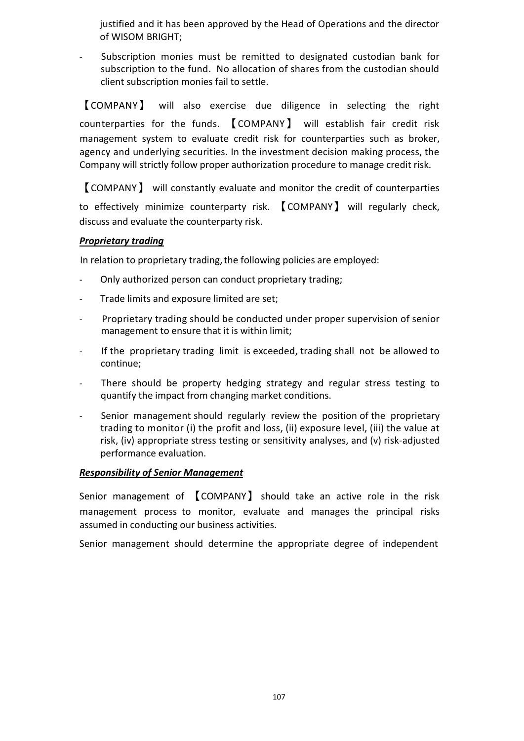justified and it has been approved by the Head of Operations and the director of WISOM BRIGHT;

- Subscription monies must be remitted to designated custodian bank for subscription to the fund. No allocation of shares from the custodian should client subscription monies fail to settle.

【COMPANY】 will also exercise due diligence in selecting the right counterparties for the funds. 【COMPANY】 will establish fair credit risk management system to evaluate credit risk for counterparties such as broker, agency and underlying securities. In the investment decision making process, the Company will strictly follow proper authorization procedure to manage credit risk.

【COMPANY】 will constantly evaluate and monitor the credit of counterparties to effectively minimize counterparty risk. 【COMPANY】 will regularly check, discuss and evaluate the counterparty risk.

***Proprietary trading***

In relation to proprietary trading, the following policies are employed:

- Only authorized person can conduct proprietary trading;
- Trade limits and exposure limited are set;
- Proprietary trading should be conducted under proper supervision of senior management to ensure that it is within limit;
- If the proprietary trading limit is exceeded, trading shall not be allowed to continue;
- There should be property hedging strategy and regular stress testing to quantify the impact from changing market conditions.
- Senior management should regularly review the position of the proprietary trading to monitor (i) the profit and loss, (ii) exposure level, (iii) the value at risk, (iv) appropriate stress testing or sensitivity analyses, and (v) risk-adjusted performance evaluation.

***Responsibility of Senior Management***

Senior management of 【COMPANY】 should take an active role in the risk management process to monitor, evaluate and manages the principal risks assumed in conducting our business activities.

Senior management should determine the appropriate degree of independent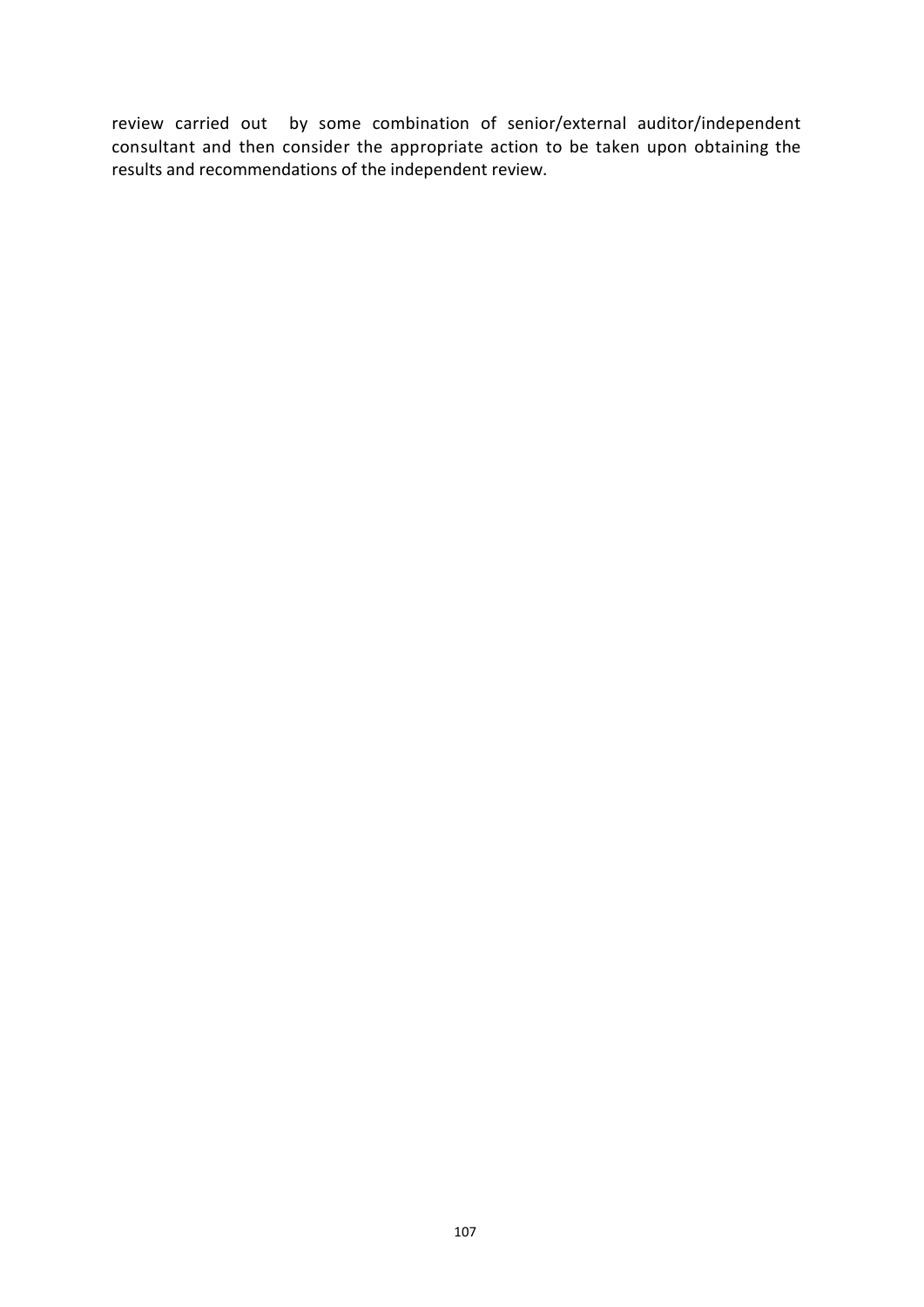review carried out by some combination of senior/external auditor/independent consultant and then consider the appropriate action to be taken upon obtaining the results and recommendations of the independent review.